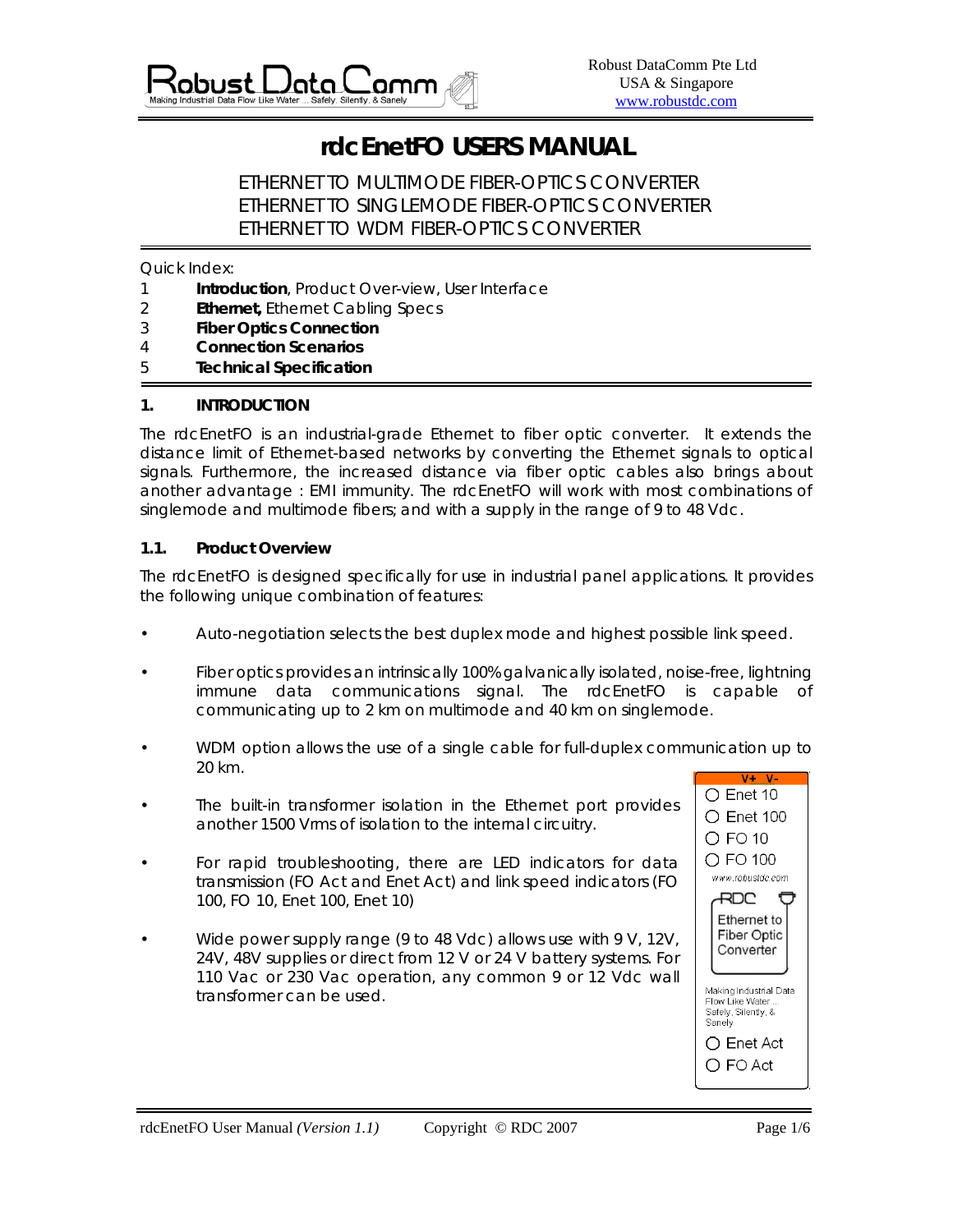Robust DataComm Pte Ltd
USA & Singapore
www.robustdc.com

# rdcEnetFO USERS MANUAL

ETHERNET TO MULTIMODE FIBER-OPTICS CONVERTER
ETHERNET TO SINGLEMODE FIBER-OPTICS CONVERTER
ETHERNET TO WDM FIBER-OPTICS CONVERTER

Quick Index:

1 **Introduction**, Product Over-view, User Interface
2 **Ethernet,** Ethernet Cabling Specs
3 **Fiber Optics Connection**
4 **Connection Scenarios**
5 **Technical Specification**

## 1. INTRODUCTION

The rdcEnetFO is an industrial-grade Ethernet to fiber optic converter. It extends the distance limit of Ethernet-based networks by converting the Ethernet signals to optical signals. Furthermore, the increased distance via fiber optic cables also brings about another advantage : EMI immunity. The rdcEnetFO will work with most combinations of singlemode and multimode fibers; and with a supply in the range of 9 to 48 Vdc.

### 1.1. Product Overview

The rdcEnetFO is designed specifically for use in industrial panel applications. It provides the following unique combination of features:

- Auto-negotiation selects the best duplex mode and highest possible link speed.
- Fiber optics provides an intrinsically 100% galvanically isolated, noise-free, lightning immune data communications signal. The rdcEnetFO is capable of communicating up to 2 km on multimode and 40 km on singlemode.
- WDM option allows the use of a single cable for full-duplex communication up to 20 km.
- The built-in transformer isolation in the Ethernet port provides another 1500 Vrms of isolation to the internal circuitry.
- For rapid troubleshooting, there are LED indicators for data transmission (FO Act and Enet Act) and link speed indicators (FO 100, FO 10, Enet 100, Enet 10)
- Wide power supply range (9 to 48 Vdc) allows use with 9 V, 12V, 24V, 48V supplies or direct from 12 V or 24 V battery systems. For 110 Vac or 230 Vac operation, any common 9 or 12 Vdc wall transformer can be used.

V+ V-
Enet 10
Enet 100
FO 10
FO 100
www.robustdc.com
RDC
Ethernet to Fiber Optic Converter
Making Industrial Data Flow Like Water ... Safely, Silently, & Sanely
Enet Act
FO Act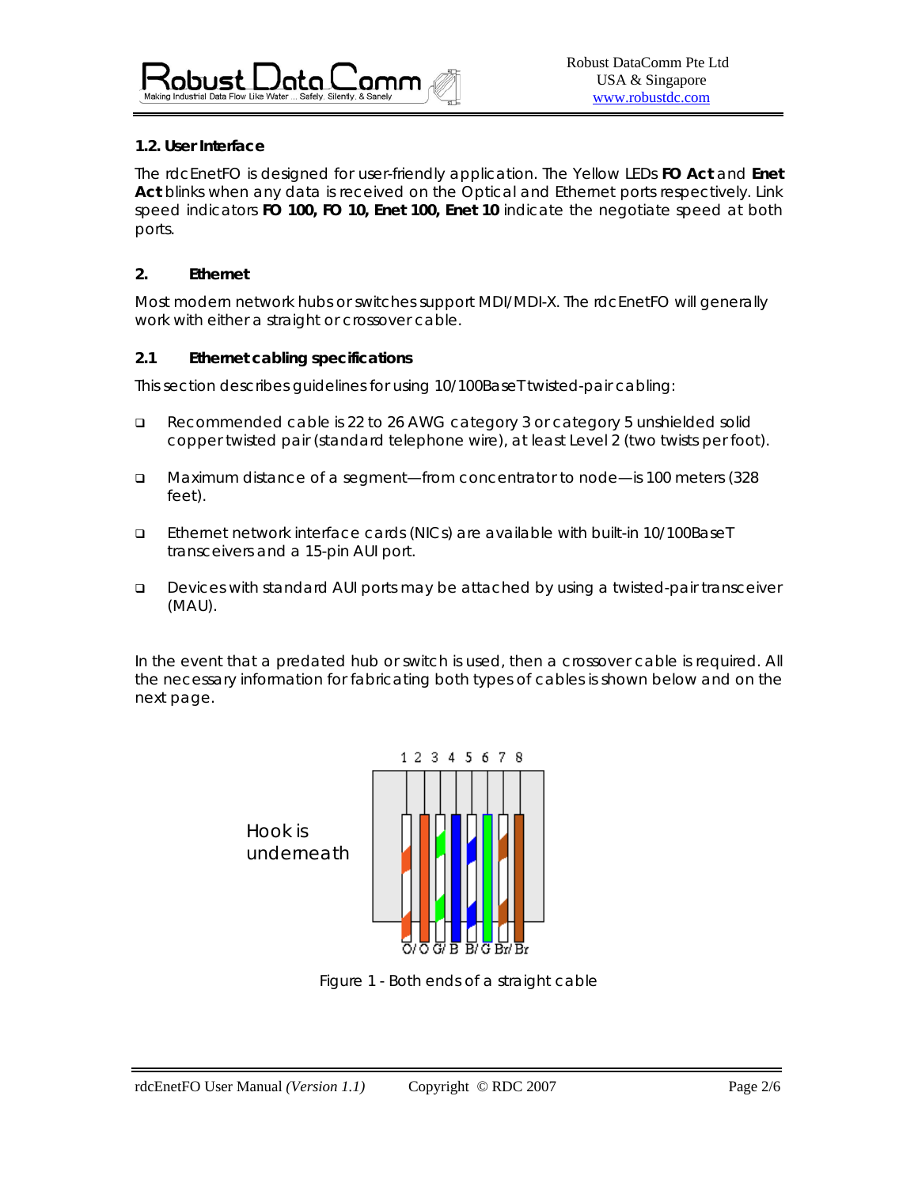### 1.2. User Interface

The rdcEnetFO is designed for user-friendly application. The Yellow LEDs **FO Act** and **Enet Act** blinks when any data is received on the Optical and Ethernet ports respectively. Link speed indicators **FO 100, FO 10, Enet 100, Enet 10** indicate the negotiate speed at both ports.

## 2. Ethernet

Most modern network hubs or switches support MDI/MDI-X. The rdcEnetFO will generally work with either a straight or crossover cable.

### 2.1 Ethernet cabling specifications

This section describes guidelines for using 10/100BaseT twisted-pair cabling:

- Recommended cable is 22 to 26 AWG category 3 or category 5 unshielded solid copper twisted pair (standard telephone wire), at least Level 2 (two twists per foot).
- Maximum distance of a segment—from concentrator to node—is 100 meters (328 feet).
- Ethernet network interface cards (NICs) are available with built-in 10/100BaseT transceivers and a 15-pin AUI port.
- Devices with standard AUI ports may be attached by using a twisted-pair transceiver (MAU).

In the event that a predated hub or switch is used, then a crossover cable is required. All the necessary information for fabricating both types of cables is shown below and on the next page.

Hook is underneath

1 2 3 4 5 6 7 8

O/ O G/ B B/ G Br/ Br

Figure 1 - Both ends of a straight cable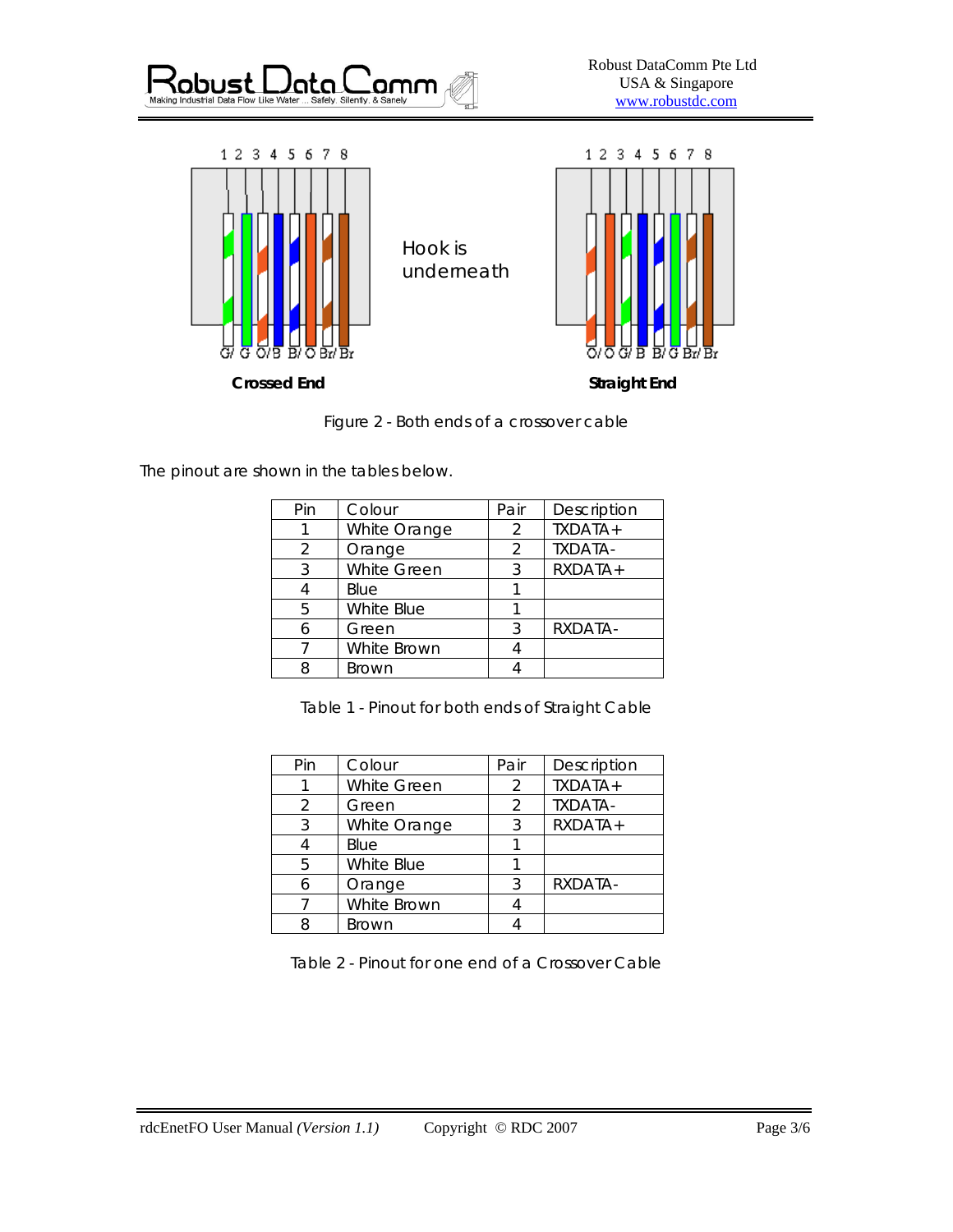Figure 2 - Both ends of a crossover cable

The pinout are shown in the tables below.

| Pin | Colour | Pair | Description |
|---|---|---|---|
| 1 | White Orange | 2 | TXDATA+ |
| 2 | Orange | 2 | TXDATA- |
| 3 | White Green | 3 | RXDATA+ |
| 4 | Blue | 1 | |
| 5 | White Blue | 1 | |
| 6 | Green | 3 | RXDATA- |
| 7 | White Brown | 4 | |
| 8 | Brown | 4 | |

Table 1 - Pinout for both ends of Straight Cable

| Pin | Colour | Pair | Description |
|---|---|---|---|
| 1 | White Green | 2 | TXDATA+ |
| 2 | Green | 2 | TXDATA- |
| 3 | White Orange | 3 | RXDATA+ |
| 4 | Blue | 1 | |
| 5 | White Blue | 1 | |
| 6 | Orange | 3 | RXDATA- |
| 7 | White Brown | 4 | |
| 8 | Brown | 4 | |

Table 2 - Pinout for one end of a Crossover Cable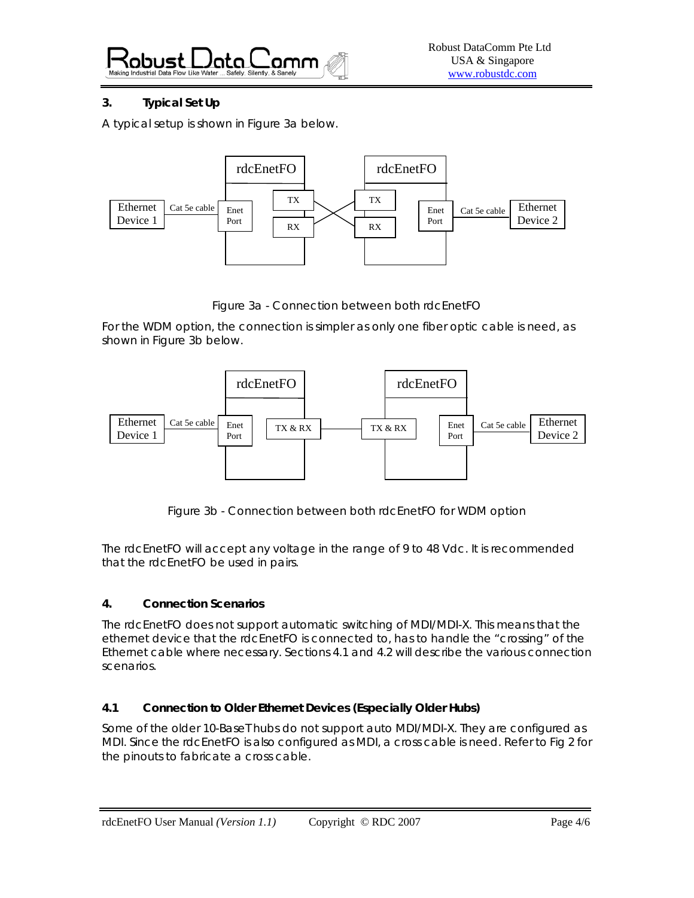## 3. Typical Set Up

A typical setup is shown in Figure 3a below.

Figure 3a - Connection between both rdcEnetFO

For the WDM option, the connection is simpler as only one fiber optic cable is need, as shown in Figure 3b below.

Figure 3b - Connection between both rdcEnetFO for WDM option

The rdcEnetFO will accept any voltage in the range of 9 to 48 Vdc. It is recommended that the rdcEnetFO be used in pairs.

## 4. Connection Scenarios

The rdcEnetFO does not support automatic switching of MDI/MDI-X. This means that the ethernet device that the rdcEnetFO is connected to, has to handle the "crossing" of the Ethernet cable where necessary. Sections 4.1 and 4.2 will describe the various connection scenarios.

### 4.1 Connection to Older Ethernet Devices (Especially Older Hubs)

Some of the older 10-BaseT hubs do not support auto MDI/MDI-X. They are configured as MDI. Since the rdcEnetFO is also configured as MDI, a cross cable is need. Refer to Fig 2 for the pinouts to fabricate a cross cable.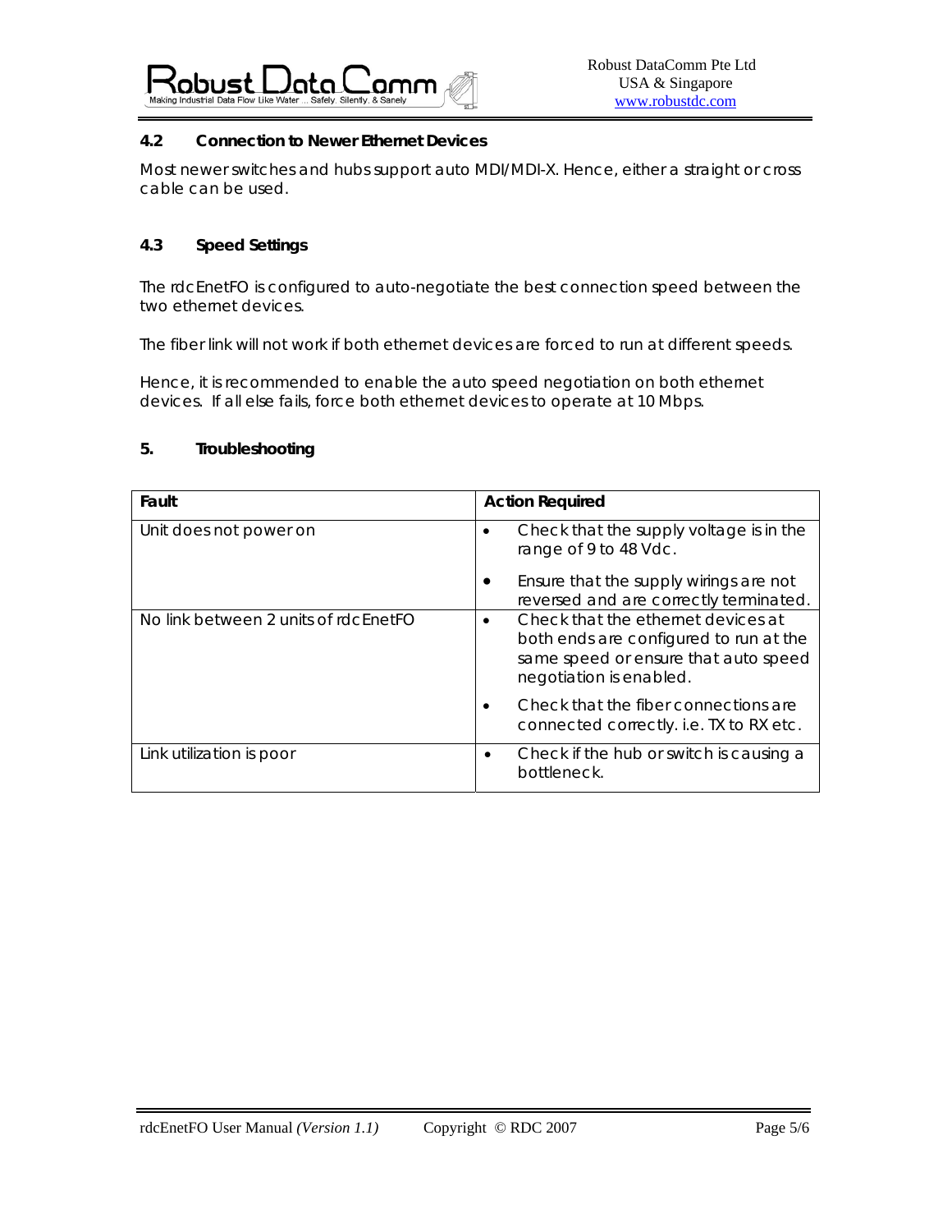### 4.2 Connection to Newer Ethernet Devices

Most newer switches and hubs support auto MDI/MDI-X. Hence, either a straight or cross cable can be used.

### 4.3 Speed Settings

The rdcEnetFO is configured to auto-negotiate the best connection speed between the two ethernet devices.

The fiber link will not work if both ethernet devices are forced to run at different speeds.

Hence, it is recommended to enable the auto speed negotiation on both ethernet devices. If all else fails, force both ethernet devices to operate at 10 Mbps.

## 5. Troubleshooting

| Fault | Action Required |
| --- | --- |
| Unit does not power on | • Check that the supply voltage is in the range of 9 to 48 Vdc.<br>• Ensure that the supply wirings are not reversed and are correctly terminated. |
| No link between 2 units of rdcEnetFO | • Check that the ethernet devices at both ends are configured to run at the same speed or ensure that auto speed negotiation is enabled.<br>• Check that the fiber connections are connected correctly. i.e. TX to RX etc. |
| Link utilization is poor | • Check if the hub or switch is causing a bottleneck. |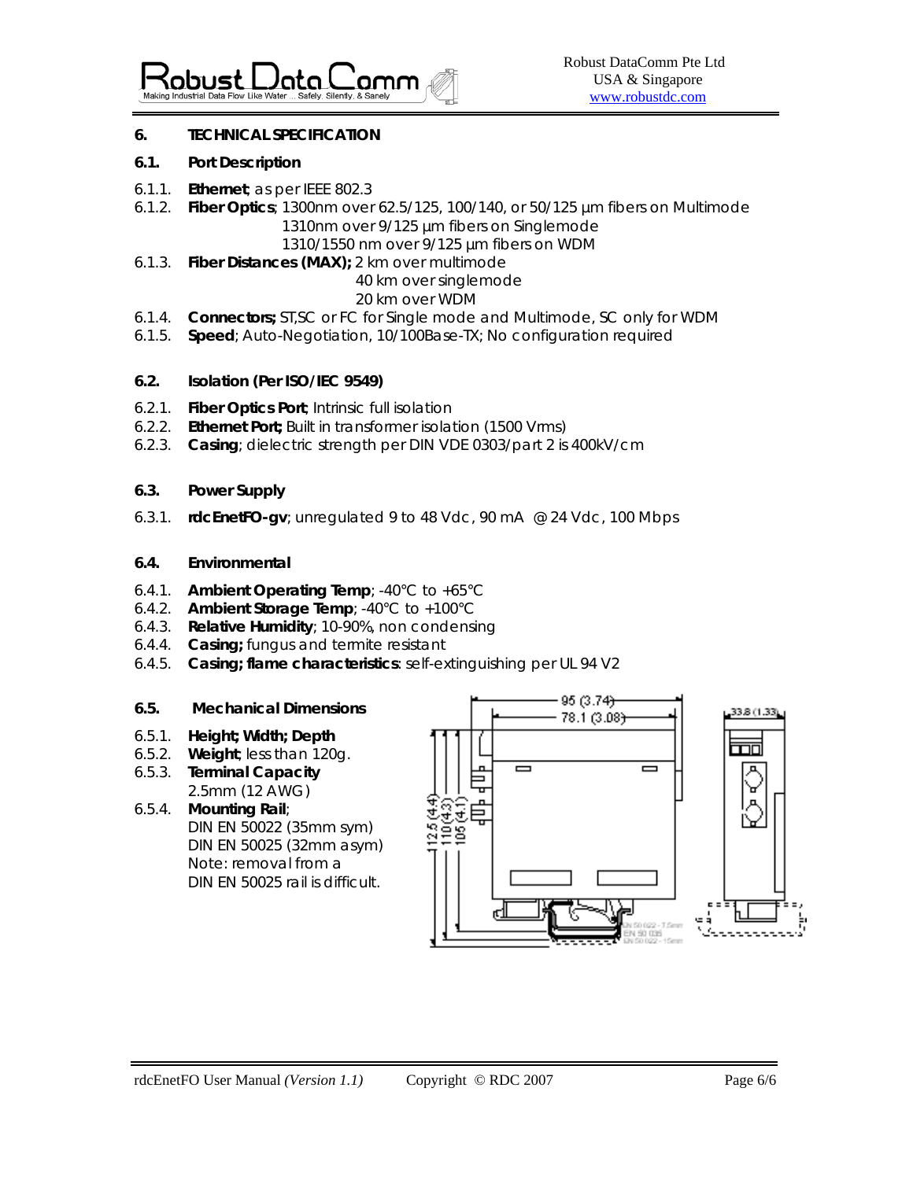## 6. TECHNICAL SPECIFICATION

### 6.1. Port Description

6.1.1. **Ethernet**; as per IEEE 802.3

6.1.2. **Fiber Optics**; 1300nm over 62.5/125, 100/140, or 50/125 µm fibers on Multimode
1310nm over 9/125 µm fibers on Singlemode
1310/1550 nm over 9/125 µm fibers on WDM

6.1.3. **Fiber Distances (MAX);** 2 km over multimode
40 km over singlemode
20 km over WDM

6.1.4. **Connectors;** ST,SC or FC for Single mode and Multimode, SC only for WDM

6.1.5. **Speed**; Auto-Negotiation, 10/100Base-TX; No configuration required

### 6.2. Isolation (Per ISO/IEC 9549)

6.2.1. **Fiber Optics Port**; Intrinsic full isolation

6.2.2. **Ethernet Port;** Built in transformer isolation (1500 Vrms)

6.2.3. **Casing**; dielectric strength per DIN VDE 0303/part 2 is 400kV/cm

### 6.3. Power Supply

6.3.1. **rdcEnetFO-gv**; unregulated 9 to 48 Vdc, 90 mA @ 24 Vdc, 100 Mbps

### 6.4. Environmental

6.4.1. **Ambient Operating Temp**; -40°C to +65°C

6.4.2. **Ambient Storage Temp**; -40°C to +100°C

6.4.3. **Relative Humidity**; 10-90%, non condensing

6.4.4. **Casing;** fungus and termite resistant

6.4.5. **Casing; flame characteristics**: self-extinguishing per UL 94 V2

### 6.5. Mechanical Dimensions

6.5.1. **Height; Width; Depth**

6.5.2. **Weight**; less than 120g.

6.5.3. **Terminal Capacity**
2.5mm (12 AWG)

6.5.4. **Mounting Rail**;
DIN EN 50022 (35mm sym)
DIN EN 50025 (32mm asym)
Note: removal from a
DIN EN 50025 rail is difficult.

95 (3.74)
78.1 (3.08)
33.8 (1.33)
112.5 (4.4)
110 (4.3)
105 (4.1)
EN 50 022 - 7.5mm
EN 50 035
EN 50 022 - 15mm